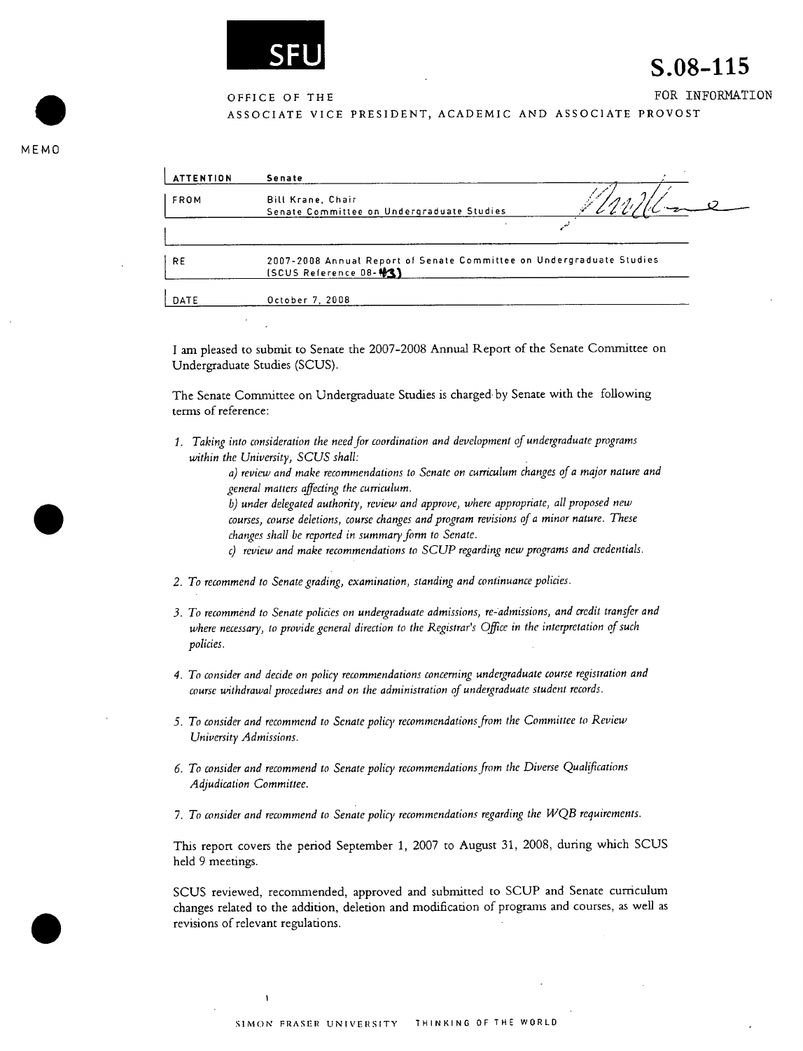SFU

# S.08-115

FOR INFORMATION

OFFICE OF THE
ASSOCIATE VICE PRESIDENT, ACADEMIC AND ASSOCIATE PROVOST

MEMO

| | |
|---|---|
| ATTENTION | Senate |
| FROM | Bill Krane, Chair<br>Senate Committee on Undergraduate Studies |
| RE | 2007-2008 Annual Report of Senate Committee on Undergraduate Studies (SCUS Reference 08-43) |
| DATE | October 7, 2008 |

I am pleased to submit to Senate the 2007-2008 Annual Report of the Senate Committee on Undergraduate Studies (SCUS).

The Senate Committee on Undergraduate Studies is charged by Senate with the following terms of reference:

1. *Taking into consideration the need for coordination and development of undergraduate programs within the University, SCUS shall:*
   - *a) review and make recommendations to Senate on curriculum changes of a major nature and general matters affecting the curriculum.*
   - *b) under delegated authority, review and approve, where appropriate, all proposed new courses, course deletions, course changes and program revisions of a minor nature. These changes shall be reported in summary form to Senate.*
   - *c) review and make recommendations to SCUP regarding new programs and credentials.*
2. *To recommend to Senate grading, examination, standing and continuance policies.*
3. *To recommend to Senate policies on undergraduate admissions, re-admissions, and credit transfer and where necessary, to provide general direction to the Registrar's Office in the interpretation of such policies.*
4. *To consider and decide on policy recommendations concerning undergraduate course registration and course withdrawal procedures and on the administration of undergraduate student records.*
5. *To consider and recommend to Senate policy recommendations from the Committee to Review University Admissions.*
6. *To consider and recommend to Senate policy recommendations from the Diverse Qualifications Adjudication Committee.*
7. *To consider and recommend to Senate policy recommendations regarding the WQB requirements.*

This report covers the period September 1, 2007 to August 31, 2008, during which SCUS held 9 meetings.

SCUS reviewed, recommended, approved and submitted to SCUP and Senate curriculum changes related to the addition, deletion and modification of programs and courses, as well as revisions of relevant regulations.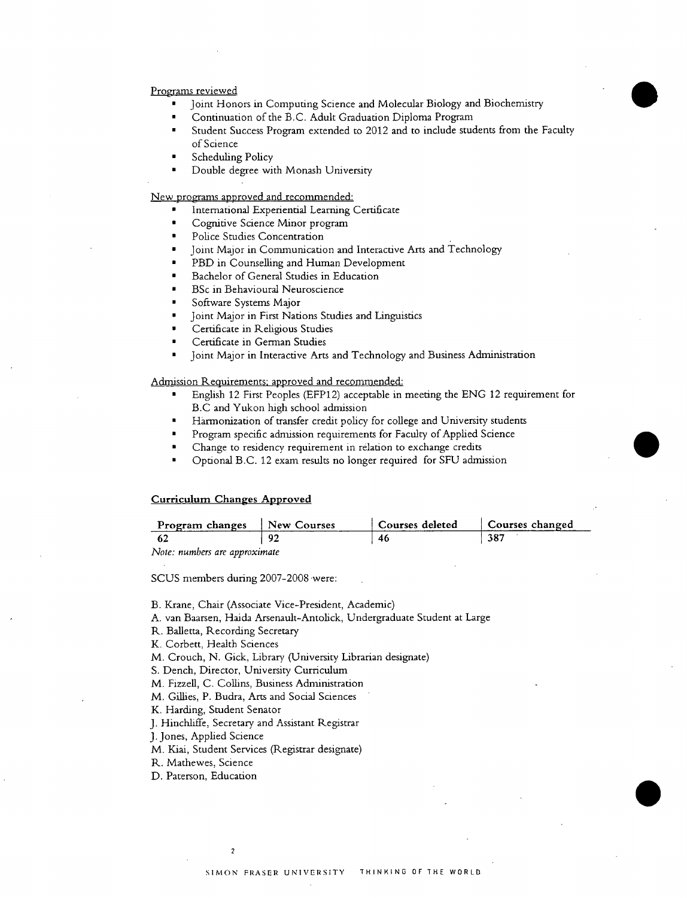Programs reviewed

- Joint Honors in Computing Science and Molecular Biology and Biochemistry
- Continuation of the B.C. Adult Graduation Diploma Program
- Student Success Program extended to 2012 and to include students from the Faculty of Science
- Scheduling Policy
- Double degree with Monash University

New programs approved and recommended:

- International Experiential Learning Certificate
- Cognitive Science Minor program
- Police Studies Concentration
- Joint Major in Communication and Interactive Arts and Technology
- PBD in Counselling and Human Development
- Bachelor of General Studies in Education
- BSc in Behavioural Neuroscience
- Software Systems Major
- Joint Major in First Nations Studies and Linguistics
- Certificate in Religious Studies
- Certificate in German Studies
- Joint Major in Interactive Arts and Technology and Business Administration

Admission Requirements: approved and recommended:

- English 12 First Peoples (EFP12) acceptable in meeting the ENG 12 requirement for B.C and Yukon high school admission
- Harmonization of transfer credit policy for college and University students
- Program specific admission requirements for Faculty of Applied Science
- Change to residency requirement in relation to exchange credits
- Optional B.C. 12 exam results no longer required for SFU admission

**Curriculum Changes Approved**

| Program changes | New Courses | Courses deleted | Courses changed |
|---|---|---|---|
| 62 | 92 | 46 | 387 |

*Note: numbers are approximate*

SCUS members during 2007-2008 were:

B. Krane, Chair (Associate Vice-President, Academic)
A. van Baarsen, Haida Arsenault-Antolick, Undergraduate Student at Large
R. Balletta, Recording Secretary
K. Corbett, Health Sciences
M. Crouch, N. Gick, Library (University Librarian designate)
S. Dench, Director, University Curriculum
M. Fizzell, C. Collins, Business Administration
M. Gillies, P. Budra, Arts and Social Sciences
K. Harding, Student Senator
J. Hinchliffe, Secretary and Assistant Registrar
J. Jones, Applied Science
M. Kiai, Student Services (Registrar designate)
R. Mathewes, Science
D. Paterson, Education